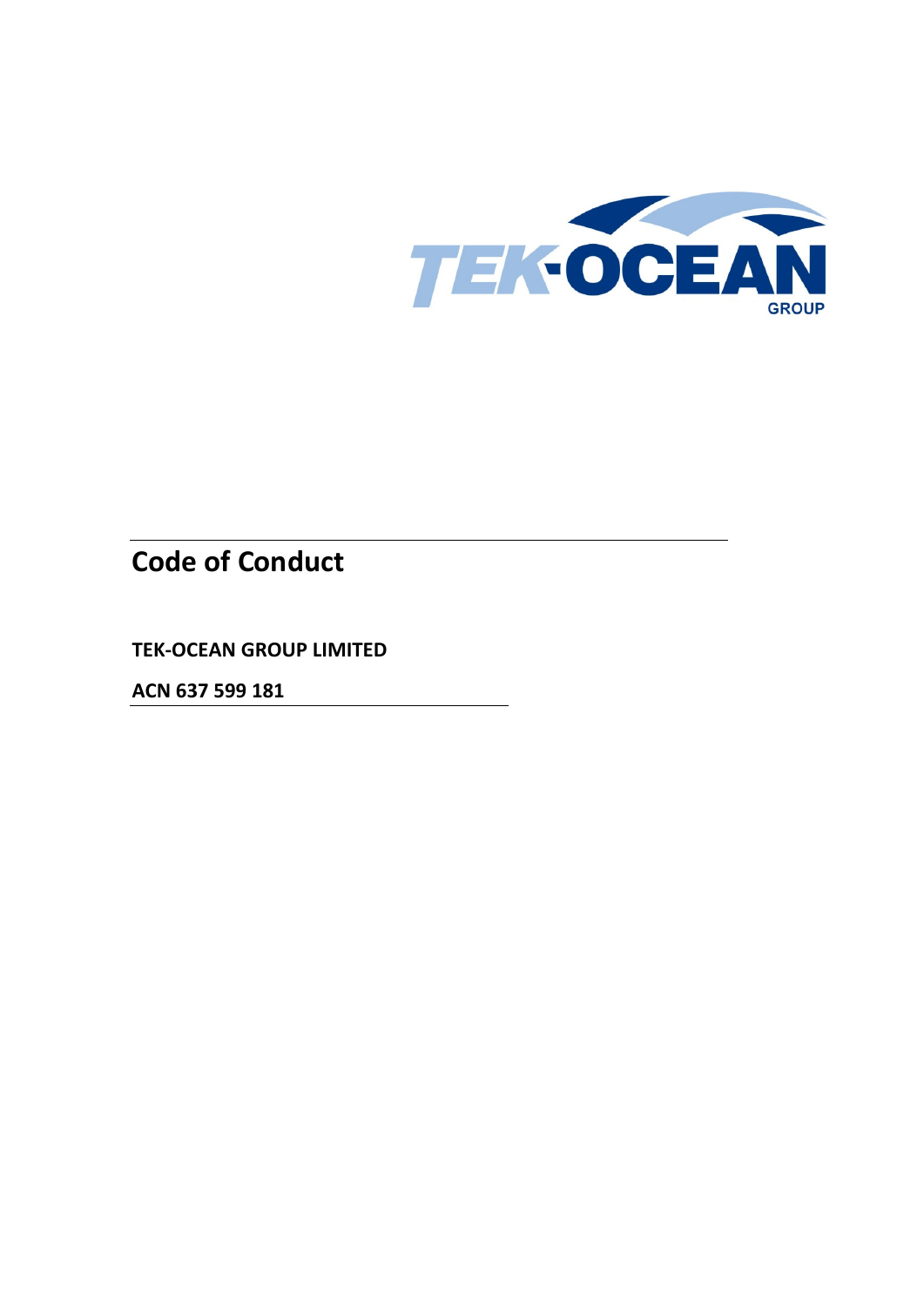# Code of Conduct

**TEK-OCEAN GROUP LIMITED**

**ACN 637 599 181**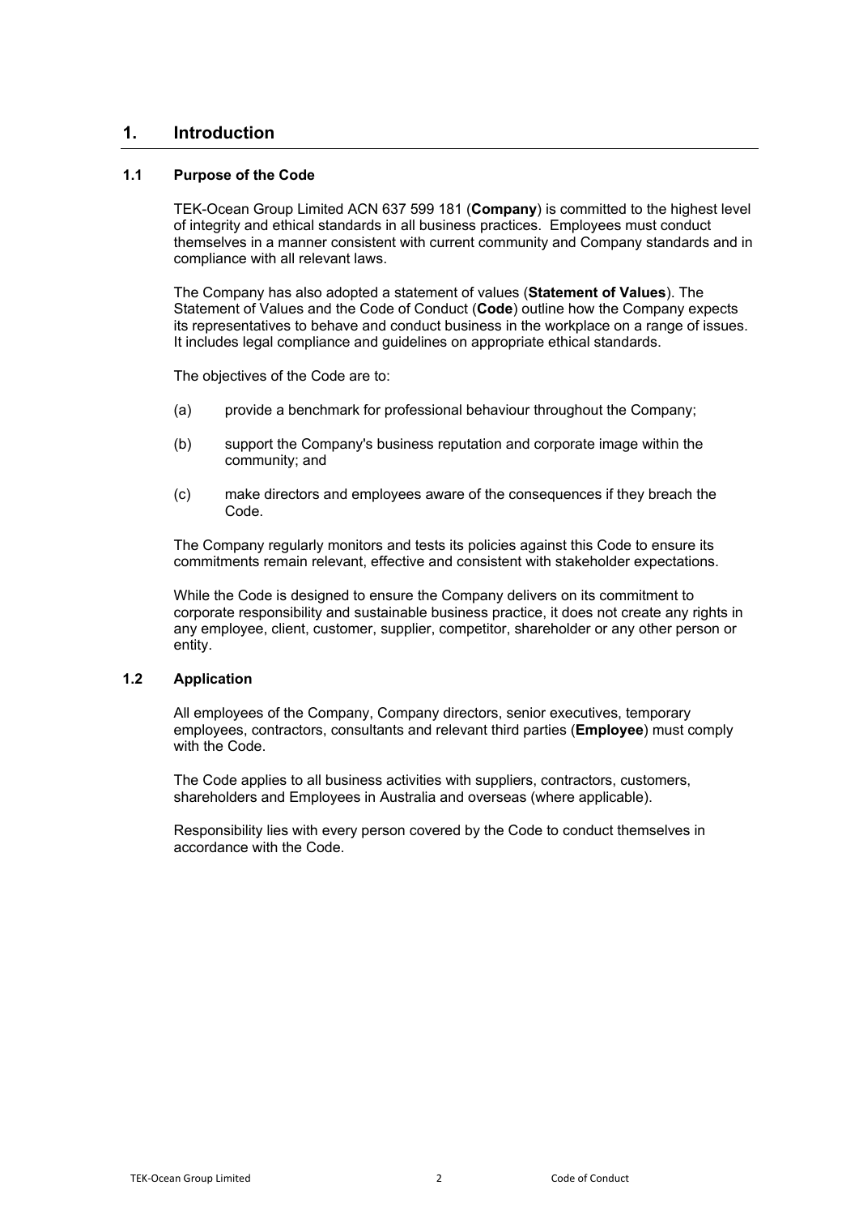# 1. Introduction

## 1.1 Purpose of the Code

TEK-Ocean Group Limited ACN 637 599 181 (**Company**) is committed to the highest level of integrity and ethical standards in all business practices. Employees must conduct themselves in a manner consistent with current community and Company standards and in compliance with all relevant laws.

The Company has also adopted a statement of values (**Statement of Values**). The Statement of Values and the Code of Conduct (**Code**) outline how the Company expects its representatives to behave and conduct business in the workplace on a range of issues. It includes legal compliance and guidelines on appropriate ethical standards.

The objectives of the Code are to:

(a) provide a benchmark for professional behaviour throughout the Company;

(b) support the Company's business reputation and corporate image within the community; and

(c) make directors and employees aware of the consequences if they breach the Code.

The Company regularly monitors and tests its policies against this Code to ensure its commitments remain relevant, effective and consistent with stakeholder expectations.

While the Code is designed to ensure the Company delivers on its commitment to corporate responsibility and sustainable business practice, it does not create any rights in any employee, client, customer, supplier, competitor, shareholder or any other person or entity.

## 1.2 Application

All employees of the Company, Company directors, senior executives, temporary employees, contractors, consultants and relevant third parties (**Employee**) must comply with the Code.

The Code applies to all business activities with suppliers, contractors, customers, shareholders and Employees in Australia and overseas (where applicable).

Responsibility lies with every person covered by the Code to conduct themselves in accordance with the Code.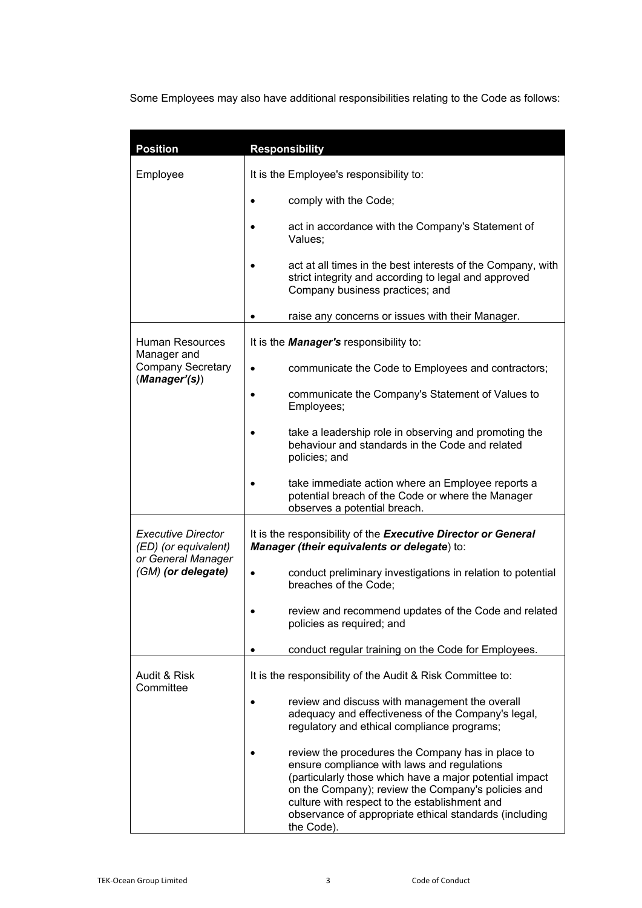Some Employees may also have additional responsibilities relating to the Code as follows:

| Position | Responsibility |
| --- | --- |
| Employee | It is the Employee's responsibility to:<br>• comply with the Code;<br>• act in accordance with the Company's Statement of Values;<br>• act at all times in the best interests of the Company, with strict integrity and according to legal and approved Company business practices; and<br>• raise any concerns or issues with their Manager. |
| Human Resources Manager and Company Secretary (***Manager'(s)***) | It is the ***Manager's*** responsibility to:<br>• communicate the Code to Employees and contractors;<br>• communicate the Company's Statement of Values to Employees;<br>• take a leadership role in observing and promoting the behaviour and standards in the Code and related policies; and<br>• take immediate action where an Employee reports a potential breach of the Code or where the Manager observes a potential breach. |
| *Executive Director (ED) (or equivalent) or General Manager (GM)* ***(or delegate)*** | It is the responsibility of the ***Executive Director or General Manager (their equivalents or delegate***) to:<br>• conduct preliminary investigations in relation to potential breaches of the Code;<br>• review and recommend updates of the Code and related policies as required; and<br>• conduct regular training on the Code for Employees. |
| Audit & Risk Committee | It is the responsibility of the Audit & Risk Committee to:<br>• review and discuss with management the overall adequacy and effectiveness of the Company's legal, regulatory and ethical compliance programs;<br>• review the procedures the Company has in place to ensure compliance with laws and regulations (particularly those which have a major potential impact on the Company); review the Company's policies and culture with respect to the establishment and observance of appropriate ethical standards (including the Code). |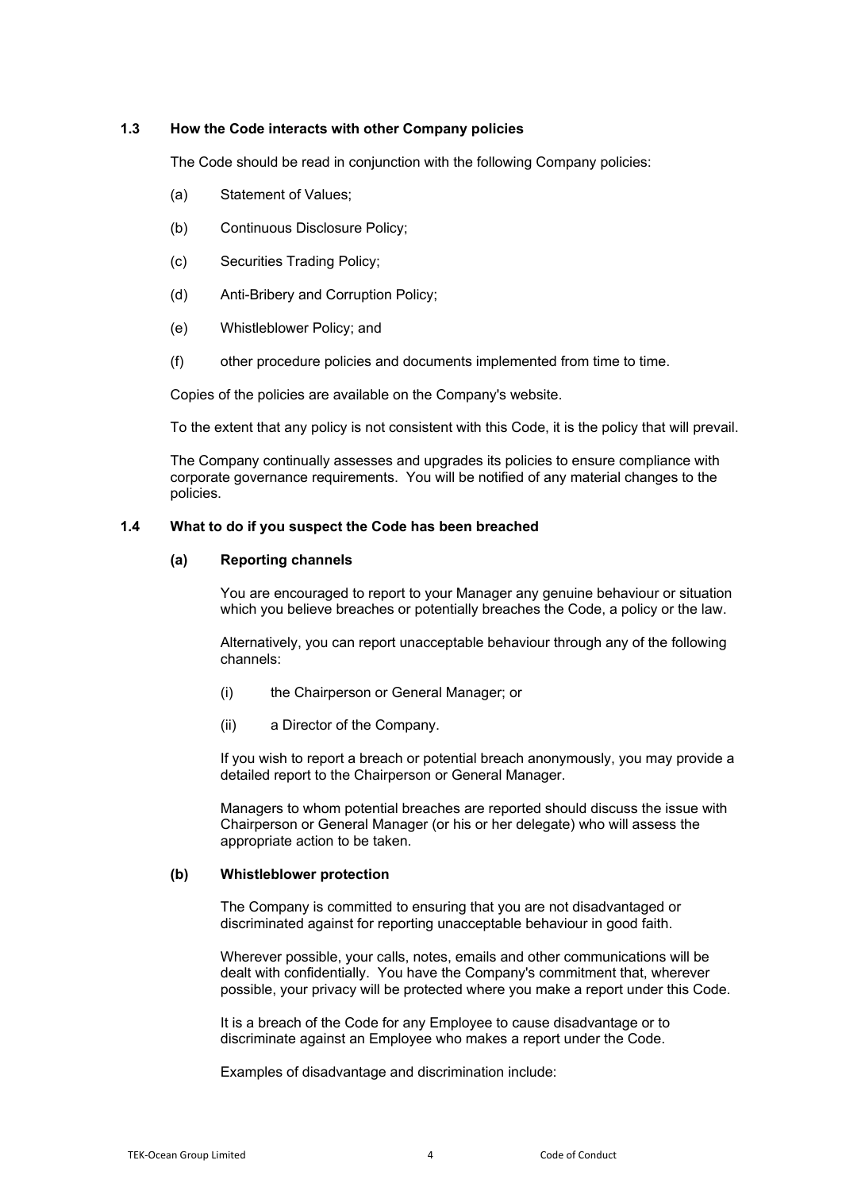### 1.3 How the Code interacts with other Company policies

The Code should be read in conjunction with the following Company policies:

(a) Statement of Values;

(b) Continuous Disclosure Policy;

(c) Securities Trading Policy;

(d) Anti-Bribery and Corruption Policy;

(e) Whistleblower Policy; and

(f) other procedure policies and documents implemented from time to time.

Copies of the policies are available on the Company's website.

To the extent that any policy is not consistent with this Code, it is the policy that will prevail.

The Company continually assesses and upgrades its policies to ensure compliance with corporate governance requirements. You will be notified of any material changes to the policies.

### 1.4 What to do if you suspect the Code has been breached

#### (a) Reporting channels

You are encouraged to report to your Manager any genuine behaviour or situation which you believe breaches or potentially breaches the Code, a policy or the law.

Alternatively, you can report unacceptable behaviour through any of the following channels:

(i) the Chairperson or General Manager; or

(ii) a Director of the Company.

If you wish to report a breach or potential breach anonymously, you may provide a detailed report to the Chairperson or General Manager.

Managers to whom potential breaches are reported should discuss the issue with Chairperson or General Manager (or his or her delegate) who will assess the appropriate action to be taken.

#### (b) Whistleblower protection

The Company is committed to ensuring that you are not disadvantaged or discriminated against for reporting unacceptable behaviour in good faith.

Wherever possible, your calls, notes, emails and other communications will be dealt with confidentially. You have the Company's commitment that, wherever possible, your privacy will be protected where you make a report under this Code.

It is a breach of the Code for any Employee to cause disadvantage or to discriminate against an Employee who makes a report under the Code.

Examples of disadvantage and discrimination include: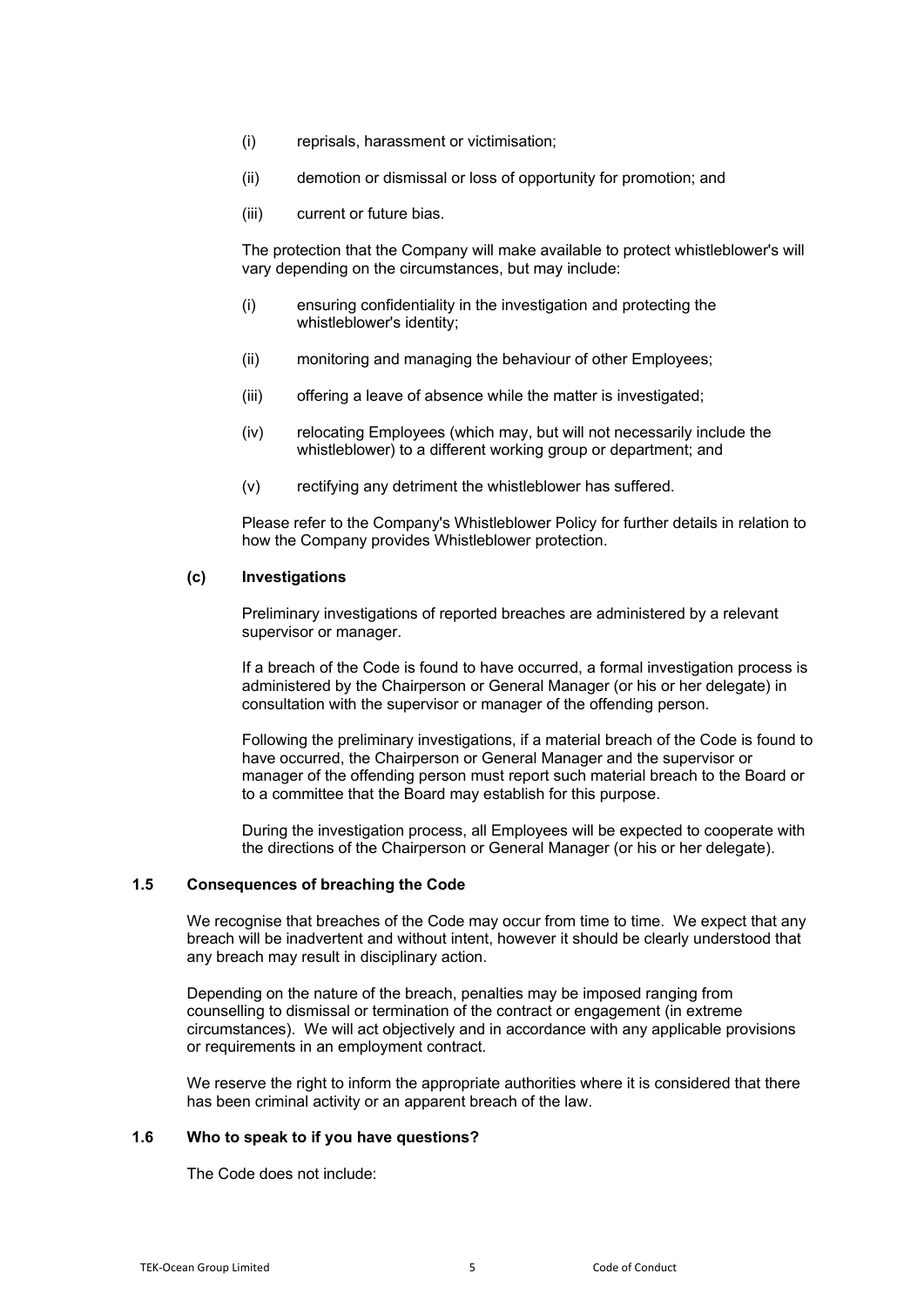(i) reprisals, harassment or victimisation;

(ii) demotion or dismissal or loss of opportunity for promotion; and

(iii) current or future bias.

The protection that the Company will make available to protect whistleblower's will vary depending on the circumstances, but may include:

(i) ensuring confidentiality in the investigation and protecting the whistleblower's identity;

(ii) monitoring and managing the behaviour of other Employees;

(iii) offering a leave of absence while the matter is investigated;

(iv) relocating Employees (which may, but will not necessarily include the whistleblower) to a different working group or department; and

(v) rectifying any detriment the whistleblower has suffered.

Please refer to the Company's Whistleblower Policy for further details in relation to how the Company provides Whistleblower protection.

**(c) Investigations**

Preliminary investigations of reported breaches are administered by a relevant supervisor or manager.

If a breach of the Code is found to have occurred, a formal investigation process is administered by the Chairperson or General Manager (or his or her delegate) in consultation with the supervisor or manager of the offending person.

Following the preliminary investigations, if a material breach of the Code is found to have occurred, the Chairperson or General Manager and the supervisor or manager of the offending person must report such material breach to the Board or to a committee that the Board may establish for this purpose.

During the investigation process, all Employees will be expected to cooperate with the directions of the Chairperson or General Manager (or his or her delegate).

### 1.5 Consequences of breaching the Code

We recognise that breaches of the Code may occur from time to time. We expect that any breach will be inadvertent and without intent, however it should be clearly understood that any breach may result in disciplinary action.

Depending on the nature of the breach, penalties may be imposed ranging from counselling to dismissal or termination of the contract or engagement (in extreme circumstances). We will act objectively and in accordance with any applicable provisions or requirements in an employment contract.

We reserve the right to inform the appropriate authorities where it is considered that there has been criminal activity or an apparent breach of the law.

### 1.6 Who to speak to if you have questions?

The Code does not include: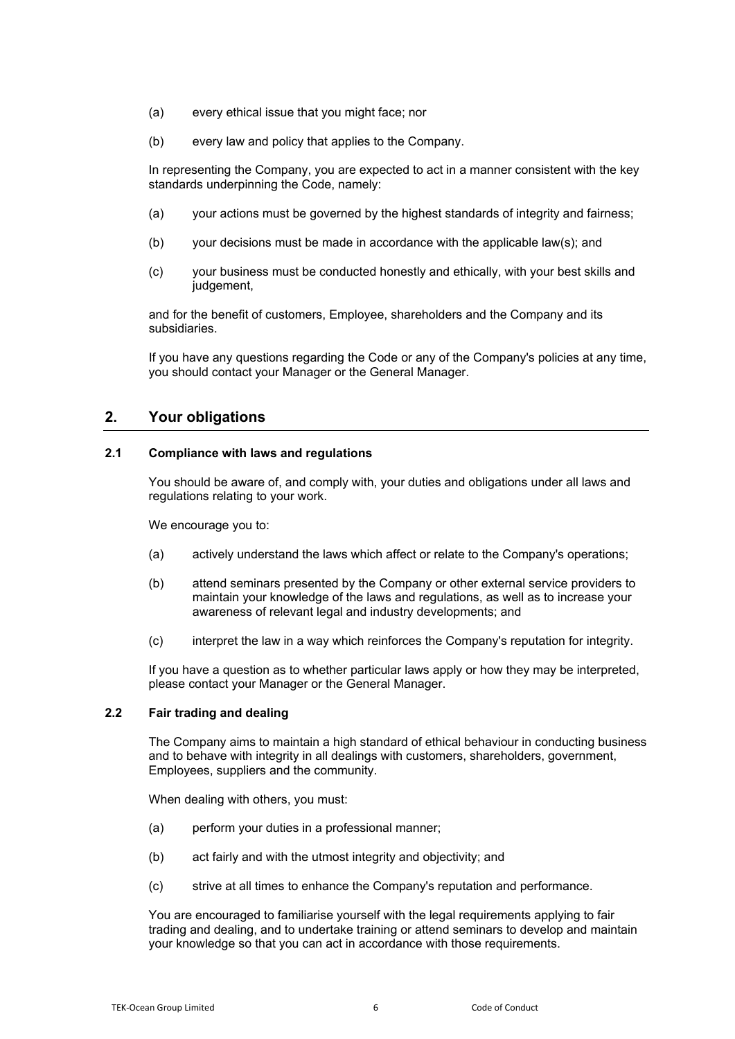(a) every ethical issue that you might face; nor

(b) every law and policy that applies to the Company.

In representing the Company, you are expected to act in a manner consistent with the key standards underpinning the Code, namely:

(a) your actions must be governed by the highest standards of integrity and fairness;

(b) your decisions must be made in accordance with the applicable law(s); and

(c) your business must be conducted honestly and ethically, with your best skills and judgement,

and for the benefit of customers, Employee, shareholders and the Company and its subsidiaries.

If you have any questions regarding the Code or any of the Company's policies at any time, you should contact your Manager or the General Manager.

## 2. Your obligations

### 2.1 Compliance with laws and regulations

You should be aware of, and comply with, your duties and obligations under all laws and regulations relating to your work.

We encourage you to:

(a) actively understand the laws which affect or relate to the Company's operations;

(b) attend seminars presented by the Company or other external service providers to maintain your knowledge of the laws and regulations, as well as to increase your awareness of relevant legal and industry developments; and

(c) interpret the law in a way which reinforces the Company's reputation for integrity.

If you have a question as to whether particular laws apply or how they may be interpreted, please contact your Manager or the General Manager.

### 2.2 Fair trading and dealing

The Company aims to maintain a high standard of ethical behaviour in conducting business and to behave with integrity in all dealings with customers, shareholders, government, Employees, suppliers and the community.

When dealing with others, you must:

(a) perform your duties in a professional manner;

(b) act fairly and with the utmost integrity and objectivity; and

(c) strive at all times to enhance the Company's reputation and performance.

You are encouraged to familiarise yourself with the legal requirements applying to fair trading and dealing, and to undertake training or attend seminars to develop and maintain your knowledge so that you can act in accordance with those requirements.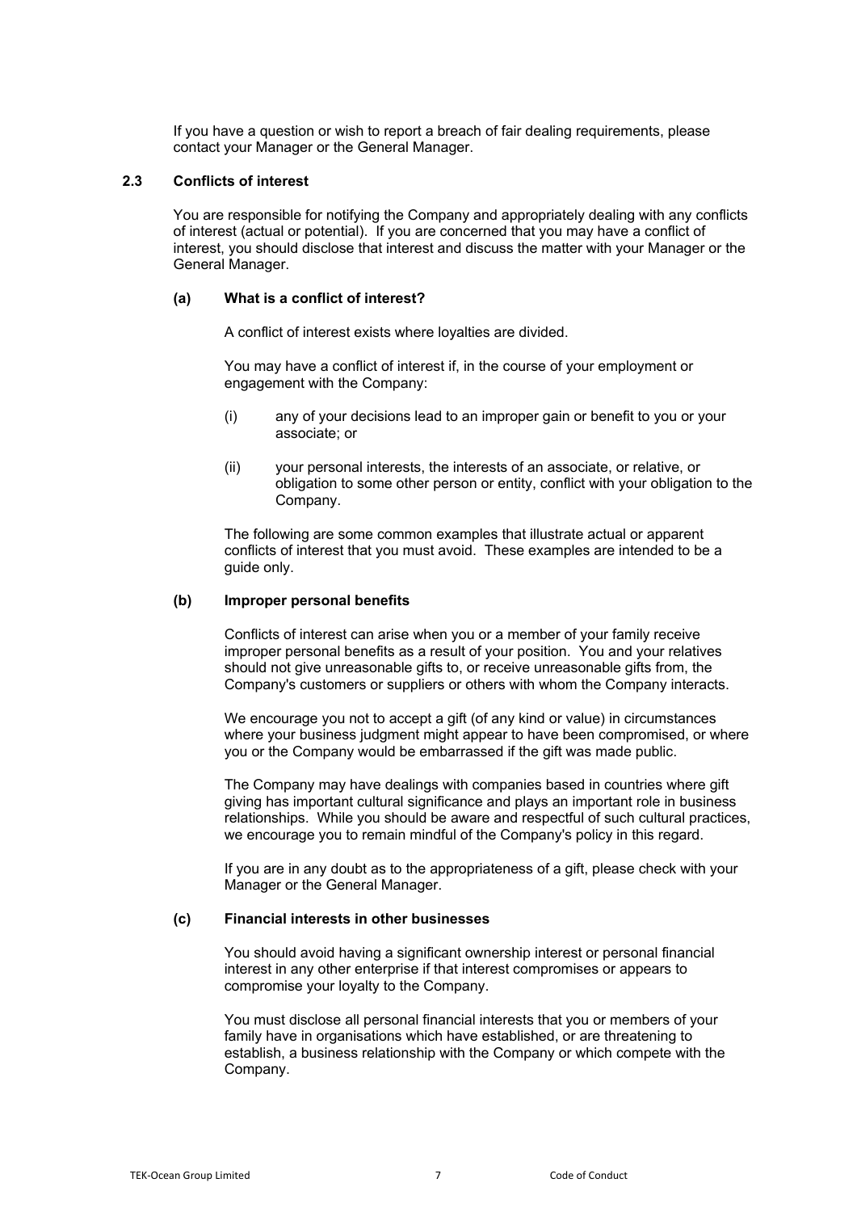If you have a question or wish to report a breach of fair dealing requirements, please contact your Manager or the General Manager.

### 2.3 Conflicts of interest

You are responsible for notifying the Company and appropriately dealing with any conflicts of interest (actual or potential). If you are concerned that you may have a conflict of interest, you should disclose that interest and discuss the matter with your Manager or the General Manager.

#### (a) What is a conflict of interest?

A conflict of interest exists where loyalties are divided.

You may have a conflict of interest if, in the course of your employment or engagement with the Company:

(i) any of your decisions lead to an improper gain or benefit to you or your associate; or

(ii) your personal interests, the interests of an associate, or relative, or obligation to some other person or entity, conflict with your obligation to the Company.

The following are some common examples that illustrate actual or apparent conflicts of interest that you must avoid. These examples are intended to be a guide only.

#### (b) Improper personal benefits

Conflicts of interest can arise when you or a member of your family receive improper personal benefits as a result of your position. You and your relatives should not give unreasonable gifts to, or receive unreasonable gifts from, the Company's customers or suppliers or others with whom the Company interacts.

We encourage you not to accept a gift (of any kind or value) in circumstances where your business judgment might appear to have been compromised, or where you or the Company would be embarrassed if the gift was made public.

The Company may have dealings with companies based in countries where gift giving has important cultural significance and plays an important role in business relationships. While you should be aware and respectful of such cultural practices, we encourage you to remain mindful of the Company's policy in this regard.

If you are in any doubt as to the appropriateness of a gift, please check with your Manager or the General Manager.

#### (c) Financial interests in other businesses

You should avoid having a significant ownership interest or personal financial interest in any other enterprise if that interest compromises or appears to compromise your loyalty to the Company.

You must disclose all personal financial interests that you or members of your family have in organisations which have established, or are threatening to establish, a business relationship with the Company or which compete with the Company.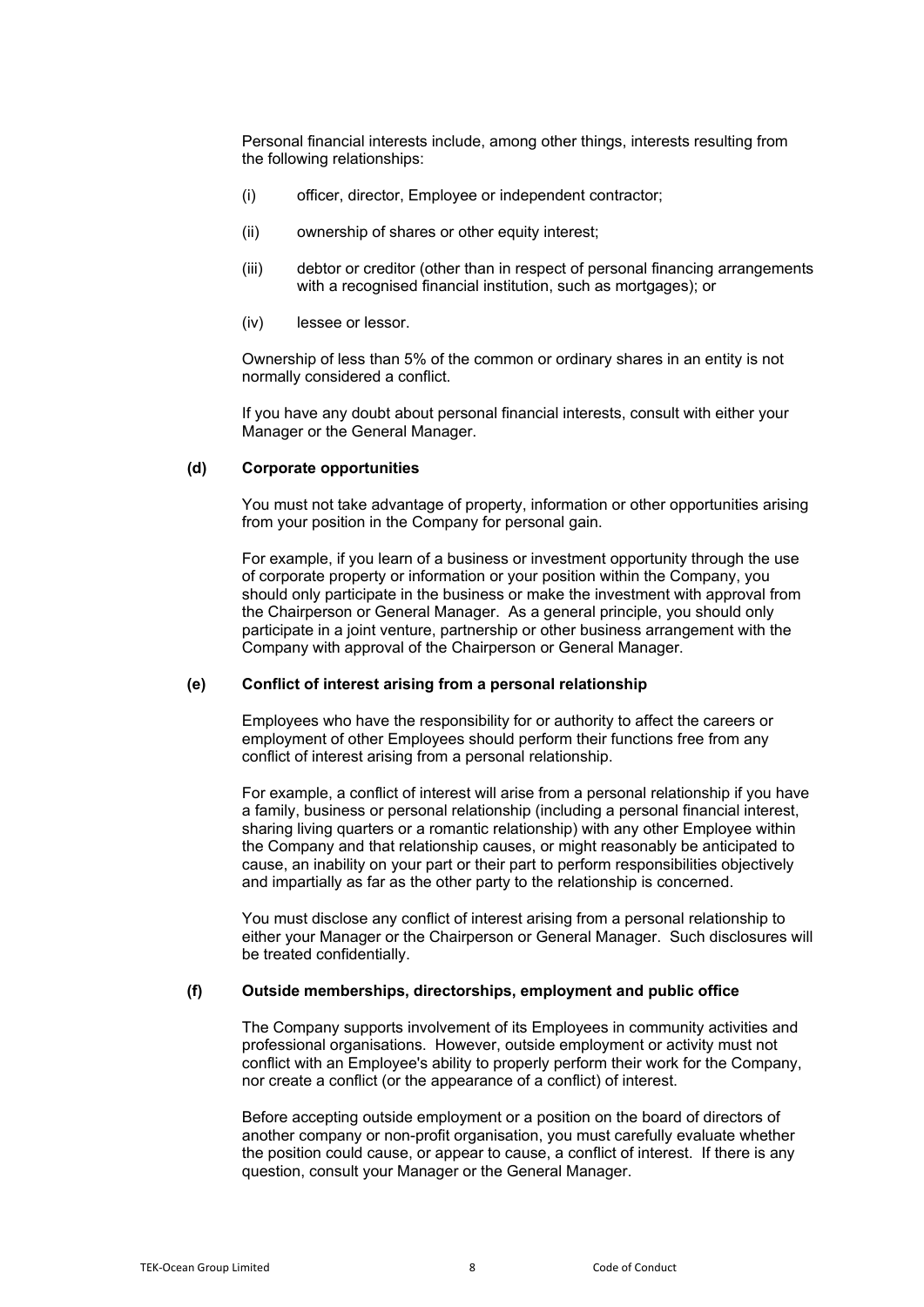Personal financial interests include, among other things, interests resulting from the following relationships:

(i) officer, director, Employee or independent contractor;

(ii) ownership of shares or other equity interest;

(iii) debtor or creditor (other than in respect of personal financing arrangements with a recognised financial institution, such as mortgages); or

(iv) lessee or lessor.

Ownership of less than 5% of the common or ordinary shares in an entity is not normally considered a conflict.

If you have any doubt about personal financial interests, consult with either your Manager or the General Manager.

**(d) Corporate opportunities**

You must not take advantage of property, information or other opportunities arising from your position in the Company for personal gain.

For example, if you learn of a business or investment opportunity through the use of corporate property or information or your position within the Company, you should only participate in the business or make the investment with approval from the Chairperson or General Manager. As a general principle, you should only participate in a joint venture, partnership or other business arrangement with the Company with approval of the Chairperson or General Manager.

**(e) Conflict of interest arising from a personal relationship**

Employees who have the responsibility for or authority to affect the careers or employment of other Employees should perform their functions free from any conflict of interest arising from a personal relationship.

For example, a conflict of interest will arise from a personal relationship if you have a family, business or personal relationship (including a personal financial interest, sharing living quarters or a romantic relationship) with any other Employee within the Company and that relationship causes, or might reasonably be anticipated to cause, an inability on your part or their part to perform responsibilities objectively and impartially as far as the other party to the relationship is concerned.

You must disclose any conflict of interest arising from a personal relationship to either your Manager or the Chairperson or General Manager. Such disclosures will be treated confidentially.

**(f) Outside memberships, directorships, employment and public office**

The Company supports involvement of its Employees in community activities and professional organisations. However, outside employment or activity must not conflict with an Employee's ability to properly perform their work for the Company, nor create a conflict (or the appearance of a conflict) of interest.

Before accepting outside employment or a position on the board of directors of another company or non-profit organisation, you must carefully evaluate whether the position could cause, or appear to cause, a conflict of interest. If there is any question, consult your Manager or the General Manager.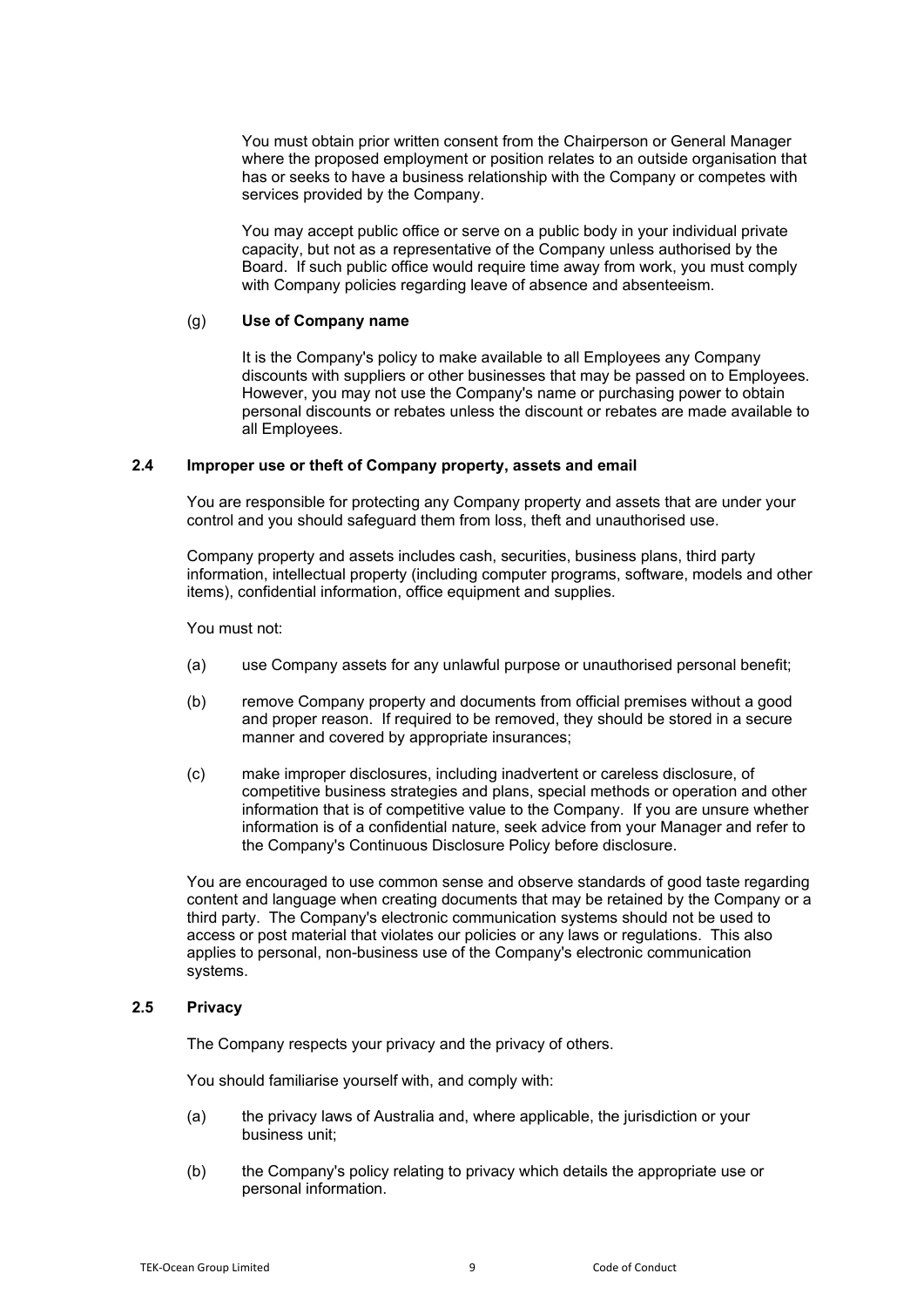You must obtain prior written consent from the Chairperson or General Manager where the proposed employment or position relates to an outside organisation that has or seeks to have a business relationship with the Company or competes with services provided by the Company.

You may accept public office or serve on a public body in your individual private capacity, but not as a representative of the Company unless authorised by the Board. If such public office would require time away from work, you must comply with Company policies regarding leave of absence and absenteeism.

(g) **Use of Company name**

It is the Company's policy to make available to all Employees any Company discounts with suppliers or other businesses that may be passed on to Employees. However, you may not use the Company's name or purchasing power to obtain personal discounts or rebates unless the discount or rebates are made available to all Employees.

### 2.4 Improper use or theft of Company property, assets and email

You are responsible for protecting any Company property and assets that are under your control and you should safeguard them from loss, theft and unauthorised use.

Company property and assets includes cash, securities, business plans, third party information, intellectual property (including computer programs, software, models and other items), confidential information, office equipment and supplies.

You must not:

(a) use Company assets for any unlawful purpose or unauthorised personal benefit;

(b) remove Company property and documents from official premises without a good and proper reason. If required to be removed, they should be stored in a secure manner and covered by appropriate insurances;

(c) make improper disclosures, including inadvertent or careless disclosure, of competitive business strategies and plans, special methods or operation and other information that is of competitive value to the Company. If you are unsure whether information is of a confidential nature, seek advice from your Manager and refer to the Company's Continuous Disclosure Policy before disclosure.

You are encouraged to use common sense and observe standards of good taste regarding content and language when creating documents that may be retained by the Company or a third party. The Company's electronic communication systems should not be used to access or post material that violates our policies or any laws or regulations. This also applies to personal, non-business use of the Company's electronic communication systems.

### 2.5 Privacy

The Company respects your privacy and the privacy of others.

You should familiarise yourself with, and comply with:

(a) the privacy laws of Australia and, where applicable, the jurisdiction or your business unit;

(b) the Company's policy relating to privacy which details the appropriate use or personal information.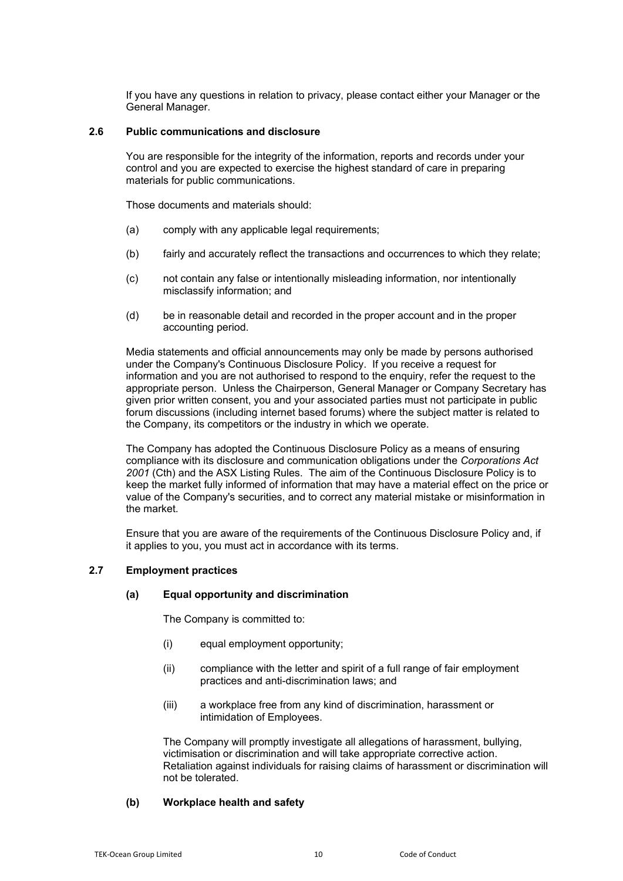If you have any questions in relation to privacy, please contact either your Manager or the General Manager.

### 2.6 Public communications and disclosure

You are responsible for the integrity of the information, reports and records under your control and you are expected to exercise the highest standard of care in preparing materials for public communications.

Those documents and materials should:

(a) comply with any applicable legal requirements;

(b) fairly and accurately reflect the transactions and occurrences to which they relate;

(c) not contain any false or intentionally misleading information, nor intentionally misclassify information; and

(d) be in reasonable detail and recorded in the proper account and in the proper accounting period.

Media statements and official announcements may only be made by persons authorised under the Company's Continuous Disclosure Policy. If you receive a request for information and you are not authorised to respond to the enquiry, refer the request to the appropriate person. Unless the Chairperson, General Manager or Company Secretary has given prior written consent, you and your associated parties must not participate in public forum discussions (including internet based forums) where the subject matter is related to the Company, its competitors or the industry in which we operate.

The Company has adopted the Continuous Disclosure Policy as a means of ensuring compliance with its disclosure and communication obligations under the *Corporations Act 2001* (Cth) and the ASX Listing Rules. The aim of the Continuous Disclosure Policy is to keep the market fully informed of information that may have a material effect on the price or value of the Company's securities, and to correct any material mistake or misinformation in the market.

Ensure that you are aware of the requirements of the Continuous Disclosure Policy and, if it applies to you, you must act in accordance with its terms.

### 2.7 Employment practices

#### (a) Equal opportunity and discrimination

The Company is committed to:

(i) equal employment opportunity;

(ii) compliance with the letter and spirit of a full range of fair employment practices and anti-discrimination laws; and

(iii) a workplace free from any kind of discrimination, harassment or intimidation of Employees.

The Company will promptly investigate all allegations of harassment, bullying, victimisation or discrimination and will take appropriate corrective action. Retaliation against individuals for raising claims of harassment or discrimination will not be tolerated.

#### (b) Workplace health and safety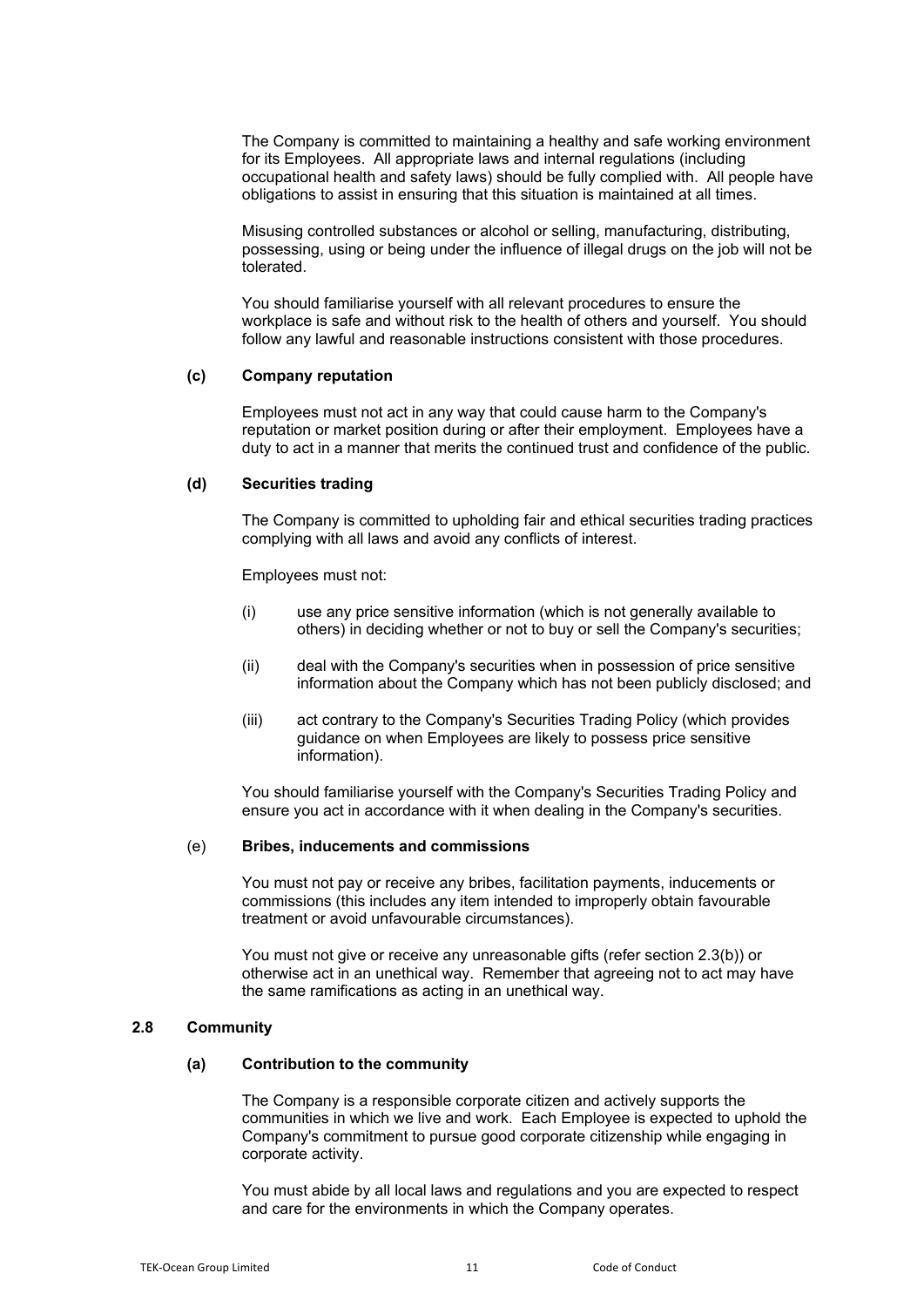The Company is committed to maintaining a healthy and safe working environment for its Employees. All appropriate laws and internal regulations (including occupational health and safety laws) should be fully complied with. All people have obligations to assist in ensuring that this situation is maintained at all times.

Misusing controlled substances or alcohol or selling, manufacturing, distributing, possessing, using or being under the influence of illegal drugs on the job will not be tolerated.

You should familiarise yourself with all relevant procedures to ensure the workplace is safe and without risk to the health of others and yourself. You should follow any lawful and reasonable instructions consistent with those procedures.

**(c) Company reputation**

Employees must not act in any way that could cause harm to the Company's reputation or market position during or after their employment. Employees have a duty to act in a manner that merits the continued trust and confidence of the public.

**(d) Securities trading**

The Company is committed to upholding fair and ethical securities trading practices complying with all laws and avoid any conflicts of interest.

Employees must not:

(i) use any price sensitive information (which is not generally available to others) in deciding whether or not to buy or sell the Company's securities;

(ii) deal with the Company's securities when in possession of price sensitive information about the Company which has not been publicly disclosed; and

(iii) act contrary to the Company's Securities Trading Policy (which provides guidance on when Employees are likely to possess price sensitive information).

You should familiarise yourself with the Company's Securities Trading Policy and ensure you act in accordance with it when dealing in the Company's securities.

(e) **Bribes, inducements and commissions**

You must not pay or receive any bribes, facilitation payments, inducements or commissions (this includes any item intended to improperly obtain favourable treatment or avoid unfavourable circumstances).

You must not give or receive any unreasonable gifts (refer section 2.3(b)) or otherwise act in an unethical way. Remember that agreeing not to act may have the same ramifications as acting in an unethical way.

**2.8 Community**

**(a) Contribution to the community**

The Company is a responsible corporate citizen and actively supports the communities in which we live and work. Each Employee is expected to uphold the Company's commitment to pursue good corporate citizenship while engaging in corporate activity.

You must abide by all local laws and regulations and you are expected to respect and care for the environments in which the Company operates.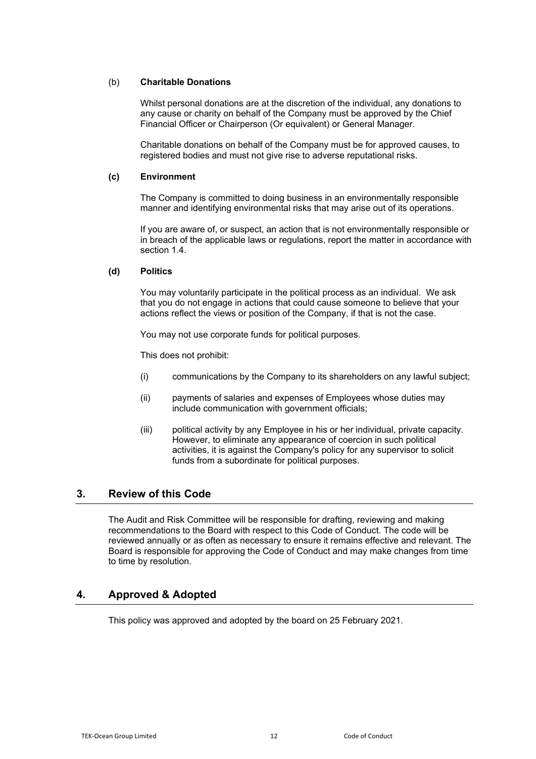(b) **Charitable Donations**

Whilst personal donations are at the discretion of the individual, any donations to any cause or charity on behalf of the Company must be approved by the Chief Financial Officer or Chairperson (Or equivalent) or General Manager.

Charitable donations on behalf of the Company must be for approved causes, to registered bodies and must not give rise to adverse reputational risks.

**(c) Environment**

The Company is committed to doing business in an environmentally responsible manner and identifying environmental risks that may arise out of its operations.

If you are aware of, or suspect, an action that is not environmentally responsible or in breach of the applicable laws or regulations, report the matter in accordance with section 1.4.

**(d) Politics**

You may voluntarily participate in the political process as an individual. We ask that you do not engage in actions that could cause someone to believe that your actions reflect the views or position of the Company, if that is not the case.

You may not use corporate funds for political purposes.

This does not prohibit:

(i) communications by the Company to its shareholders on any lawful subject;

(ii) payments of salaries and expenses of Employees whose duties may include communication with government officials;

(iii) political activity by any Employee in his or her individual, private capacity. However, to eliminate any appearance of coercion in such political activities, it is against the Company's policy for any supervisor to solicit funds from a subordinate for political purposes.

## 3. Review of this Code

The Audit and Risk Committee will be responsible for drafting, reviewing and making recommendations to the Board with respect to this Code of Conduct. The code will be reviewed annually or as often as necessary to ensure it remains effective and relevant. The Board is responsible for approving the Code of Conduct and may make changes from time to time by resolution.

## 4. Approved & Adopted

This policy was approved and adopted by the board on 25 February 2021.